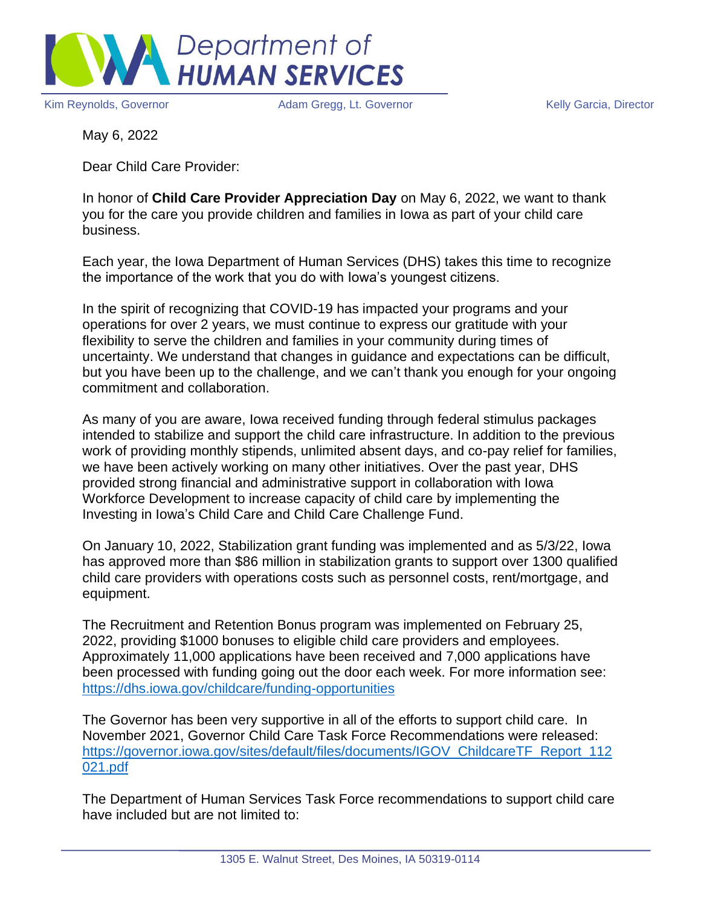# Iowa Department of HUMAN SERVICES

Kim Reynolds, Governor | Adam Gregg, Lt. Governor | Kelly Garcia, Director

May 6, 2022

Dear Child Care Provider:

In honor of **Child Care Provider Appreciation Day** on May 6, 2022, we want to thank you for the care you provide children and families in Iowa as part of your child care business.

Each year, the Iowa Department of Human Services (DHS) takes this time to recognize the importance of the work that you do with Iowa's youngest citizens.

In the spirit of recognizing that COVID-19 has impacted your programs and your operations for over 2 years, we must continue to express our gratitude with your flexibility to serve the children and families in your community during times of uncertainty. We understand that changes in guidance and expectations can be difficult, but you have been up to the challenge, and we can't thank you enough for your ongoing commitment and collaboration.

As many of you are aware, Iowa received funding through federal stimulus packages intended to stabilize and support the child care infrastructure. In addition to the previous work of providing monthly stipends, unlimited absent days, and co-pay relief for families, we have been actively working on many other initiatives. Over the past year, DHS provided strong financial and administrative support in collaboration with Iowa Workforce Development to increase capacity of child care by implementing the Investing in Iowa's Child Care and Child Care Challenge Fund.

On January 10, 2022, Stabilization grant funding was implemented and as 5/3/22, Iowa has approved more than $86 million in stabilization grants to support over 1300 qualified child care providers with operations costs such as personnel costs, rent/mortgage, and equipment.

The Recruitment and Retention Bonus program was implemented on February 25, 2022, providing $1000 bonuses to eligible child care providers and employees. Approximately 11,000 applications have been received and 7,000 applications have been processed with funding going out the door each week. For more information see: https://dhs.iowa.gov/childcare/funding-opportunities

The Governor has been very supportive in all of the efforts to support child care. In November 2021, Governor Child Care Task Force Recommendations were released: https://governor.iowa.gov/sites/default/files/documents/IGOV_ChildcareTF_Report_112021.pdf

The Department of Human Services Task Force recommendations to support child care have included but are not limited to:

1305 E. Walnut Street, Des Moines, IA 50319-0114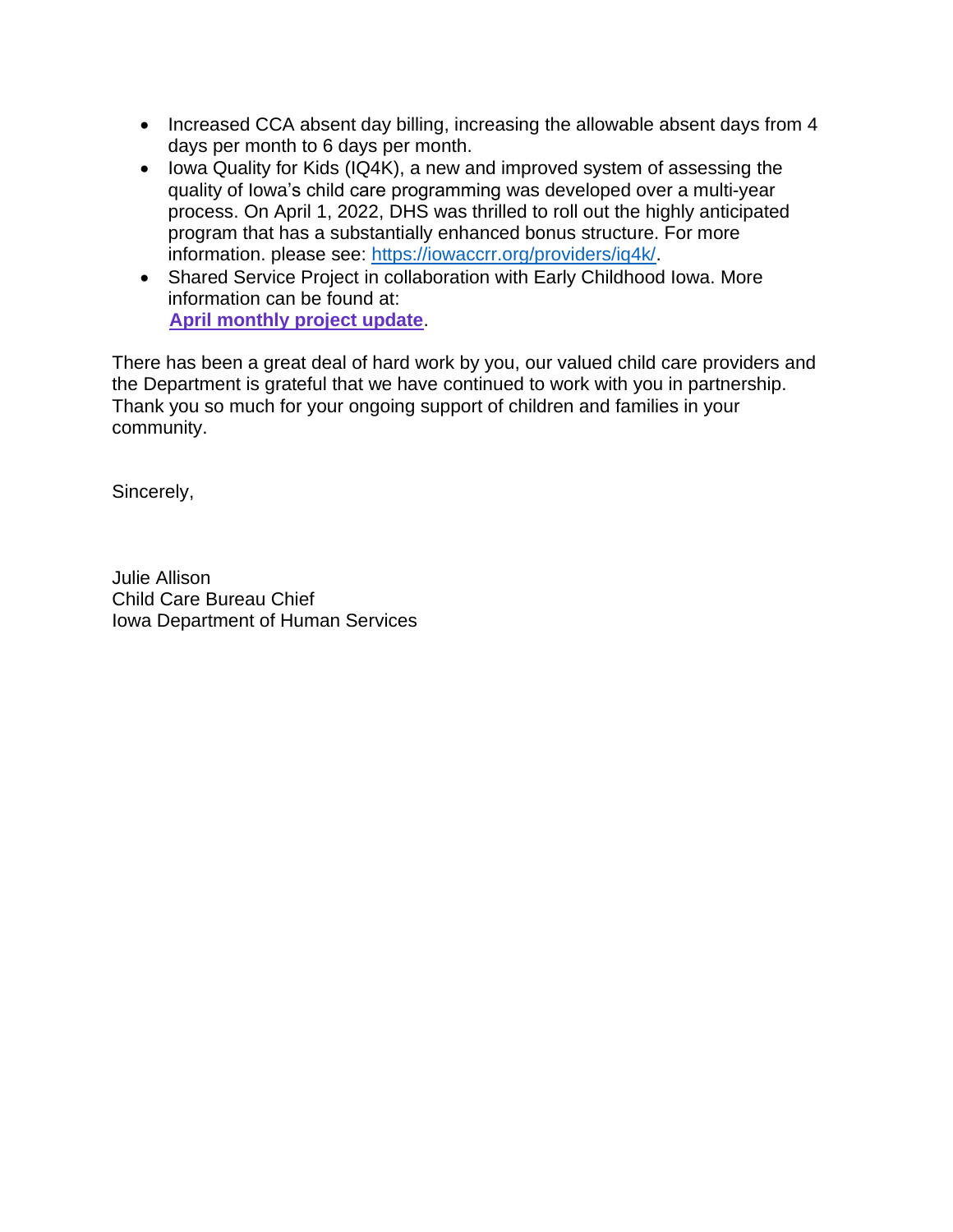- Increased CCA absent day billing, increasing the allowable absent days from 4 days per month to 6 days per month.
- Iowa Quality for Kids (IQ4K), a new and improved system of assessing the quality of Iowa's child care programming was developed over a multi-year process. On April 1, 2022, DHS was thrilled to roll out the highly anticipated program that has a substantially enhanced bonus structure. For more information. please see: https://iowaccrr.org/providers/iq4k/.
- Shared Service Project in collaboration with Early Childhood Iowa. More information can be found at: **April monthly project update**.

There has been a great deal of hard work by you, our valued child care providers and the Department is grateful that we have continued to work with you in partnership. Thank you so much for your ongoing support of children and families in your community.

Sincerely,

Julie Allison
Child Care Bureau Chief
Iowa Department of Human Services